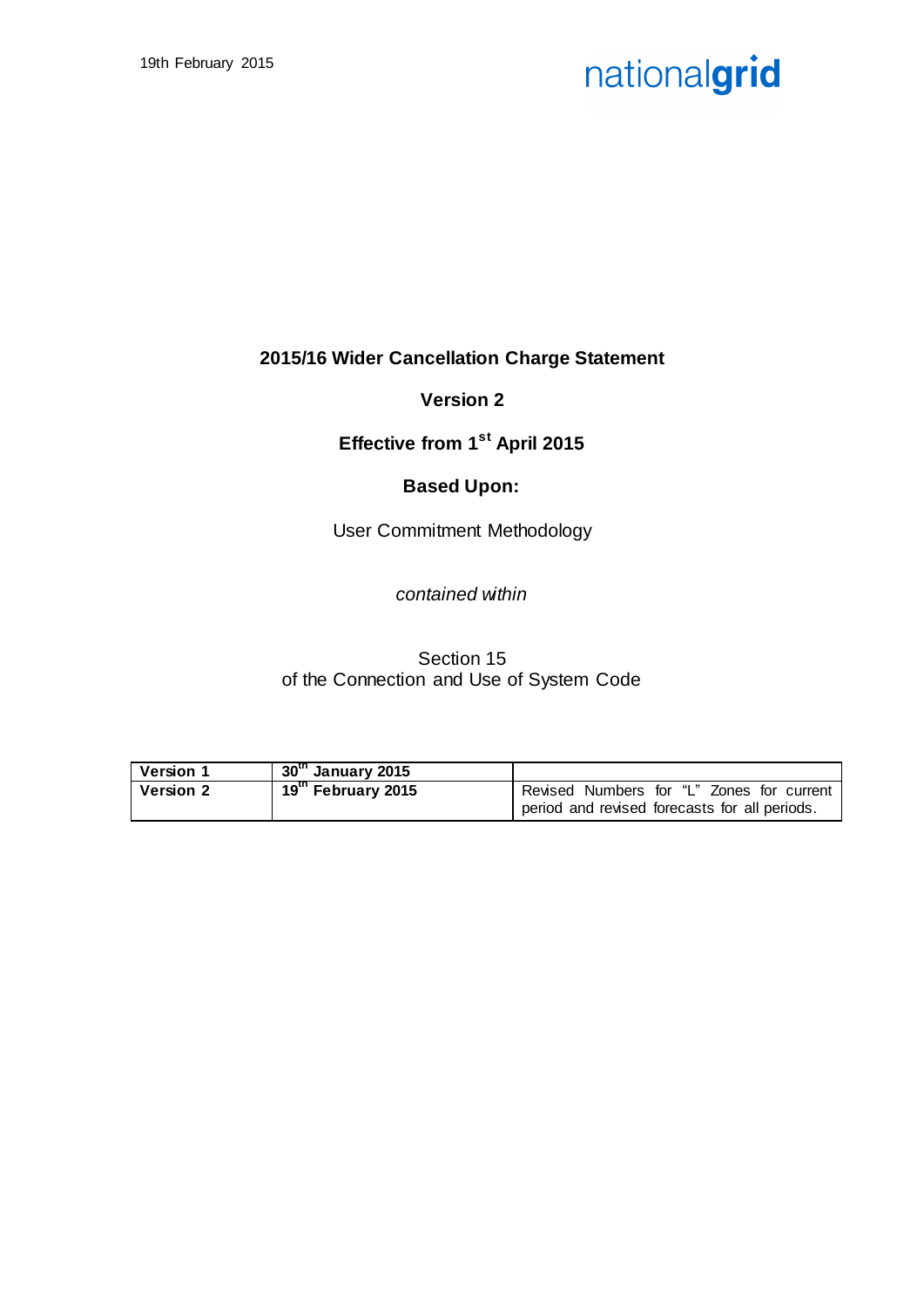19th February 2015

nationalgrid

**2015/16 Wider Cancellation Charge Statement**

**Version 2**

**Effective from 1st April 2015**

**Based Upon:**

User Commitment Methodology

*contained within*

Section 15
of the Connection and Use of System Code

| **Version 1** | **30th January 2015** | |
|---|---|---|
| **Version 2** | **19th February 2015** | Revised Numbers for "L" Zones for current period and revised forecasts for all periods. |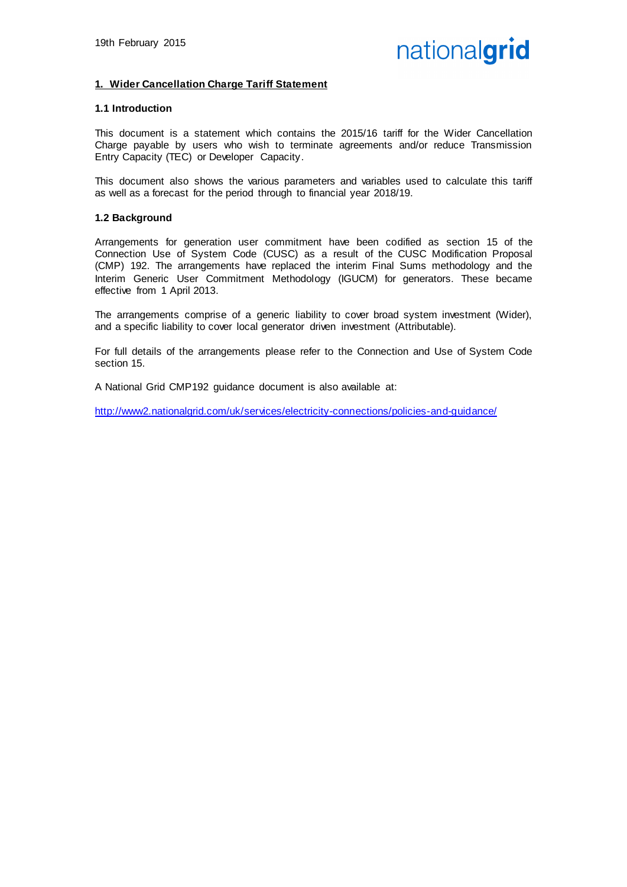19th February 2015

## 1. Wider Cancellation Charge Tariff Statement

### 1.1 Introduction

This document is a statement which contains the 2015/16 tariff for the Wider Cancellation Charge payable by users who wish to terminate agreements and/or reduce Transmission Entry Capacity (TEC) or Developer Capacity.

This document also shows the various parameters and variables used to calculate this tariff as well as a forecast for the period through to financial year 2018/19.

### 1.2 Background

Arrangements for generation user commitment have been codified as section 15 of the Connection Use of System Code (CUSC) as a result of the CUSC Modification Proposal (CMP) 192. The arrangements have replaced the interim Final Sums methodology and the Interim Generic User Commitment Methodology (IGUCM) for generators. These became effective from 1 April 2013.

The arrangements comprise of a generic liability to cover broad system investment (Wider), and a specific liability to cover local generator driven investment (Attributable).

For full details of the arrangements please refer to the Connection and Use of System Code section 15.

A National Grid CMP192 guidance document is also available at:

http://www2.nationalgrid.com/uk/services/electricity-connections/policies-and-guidance/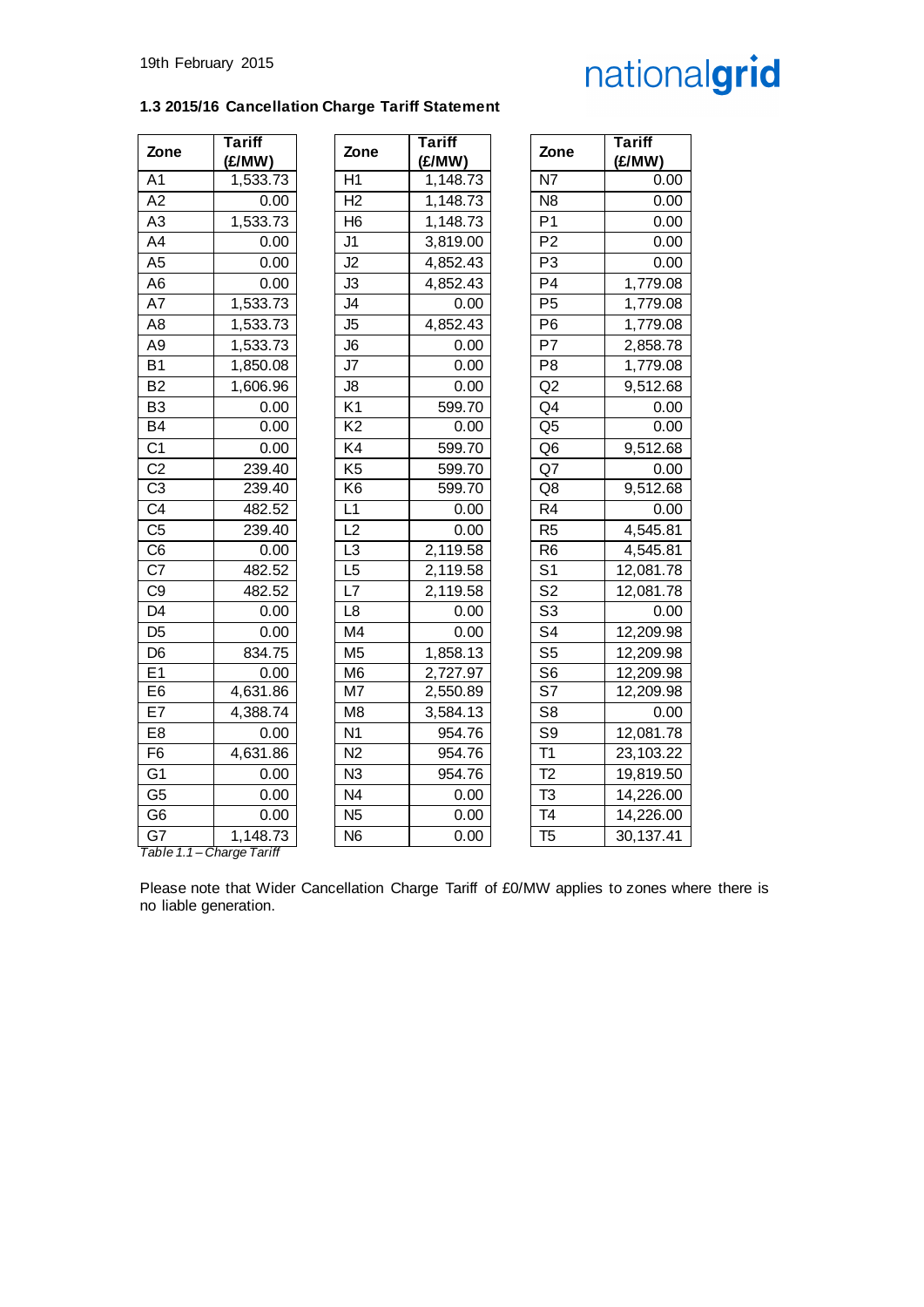19th February 2015

### 1.3 2015/16 Cancellation Charge Tariff Statement

| Zone | Tariff (£/MW) | Zone | Tariff (£/MW) | Zone | Tariff (£/MW) |
|---|---|---|---|---|---|
| A1 | 1,533.73 | H1 | 1,148.73 | N7 | 0.00 |
| A2 | 0.00 | H2 | 1,148.73 | N8 | 0.00 |
| A3 | 1,533.73 | H6 | 1,148.73 | P1 | 0.00 |
| A4 | 0.00 | J1 | 3,819.00 | P2 | 0.00 |
| A5 | 0.00 | J2 | 4,852.43 | P3 | 0.00 |
| A6 | 0.00 | J3 | 4,852.43 | P4 | 1,779.08 |
| A7 | 1,533.73 | J4 | 0.00 | P5 | 1,779.08 |
| A8 | 1,533.73 | J5 | 4,852.43 | P6 | 1,779.08 |
| A9 | 1,533.73 | J6 | 0.00 | P7 | 2,858.78 |
| B1 | 1,850.08 | J7 | 0.00 | P8 | 1,779.08 |
| B2 | 1,606.96 | J8 | 0.00 | Q2 | 9,512.68 |
| B3 | 0.00 | K1 | 599.70 | Q4 | 0.00 |
| B4 | 0.00 | K2 | 0.00 | Q5 | 0.00 |
| C1 | 0.00 | K4 | 599.70 | Q6 | 9,512.68 |
| C2 | 239.40 | K5 | 599.70 | Q7 | 0.00 |
| C3 | 239.40 | K6 | 599.70 | Q8 | 9,512.68 |
| C4 | 482.52 | L1 | 0.00 | R4 | 0.00 |
| C5 | 239.40 | L2 | 0.00 | R5 | 4,545.81 |
| C6 | 0.00 | L3 | 2,119.58 | R6 | 4,545.81 |
| C7 | 482.52 | L5 | 2,119.58 | S1 | 12,081.78 |
| C9 | 482.52 | L7 | 2,119.58 | S2 | 12,081.78 |
| D4 | 0.00 | L8 | 0.00 | S3 | 0.00 |
| D5 | 0.00 | M4 | 0.00 | S4 | 12,209.98 |
| D6 | 834.75 | M5 | 1,858.13 | S5 | 12,209.98 |
| E1 | 0.00 | M6 | 2,727.97 | S6 | 12,209.98 |
| E6 | 4,631.86 | M7 | 2,550.89 | S7 | 12,209.98 |
| E7 | 4,388.74 | M8 | 3,584.13 | S8 | 0.00 |
| E8 | 0.00 | N1 | 954.76 | S9 | 12,081.78 |
| F6 | 4,631.86 | N2 | 954.76 | T1 | 23,103.22 |
| G1 | 0.00 | N3 | 954.76 | T2 | 19,819.50 |
| G5 | 0.00 | N4 | 0.00 | T3 | 14,226.00 |
| G6 | 0.00 | N5 | 0.00 | T4 | 14,226.00 |
| G7 | 1,148.73 | N6 | 0.00 | T5 | 30,137.41 |

*Table 1.1 – Charge Tariff*

Please note that Wider Cancellation Charge Tariff of £0/MW applies to zones where there is no liable generation.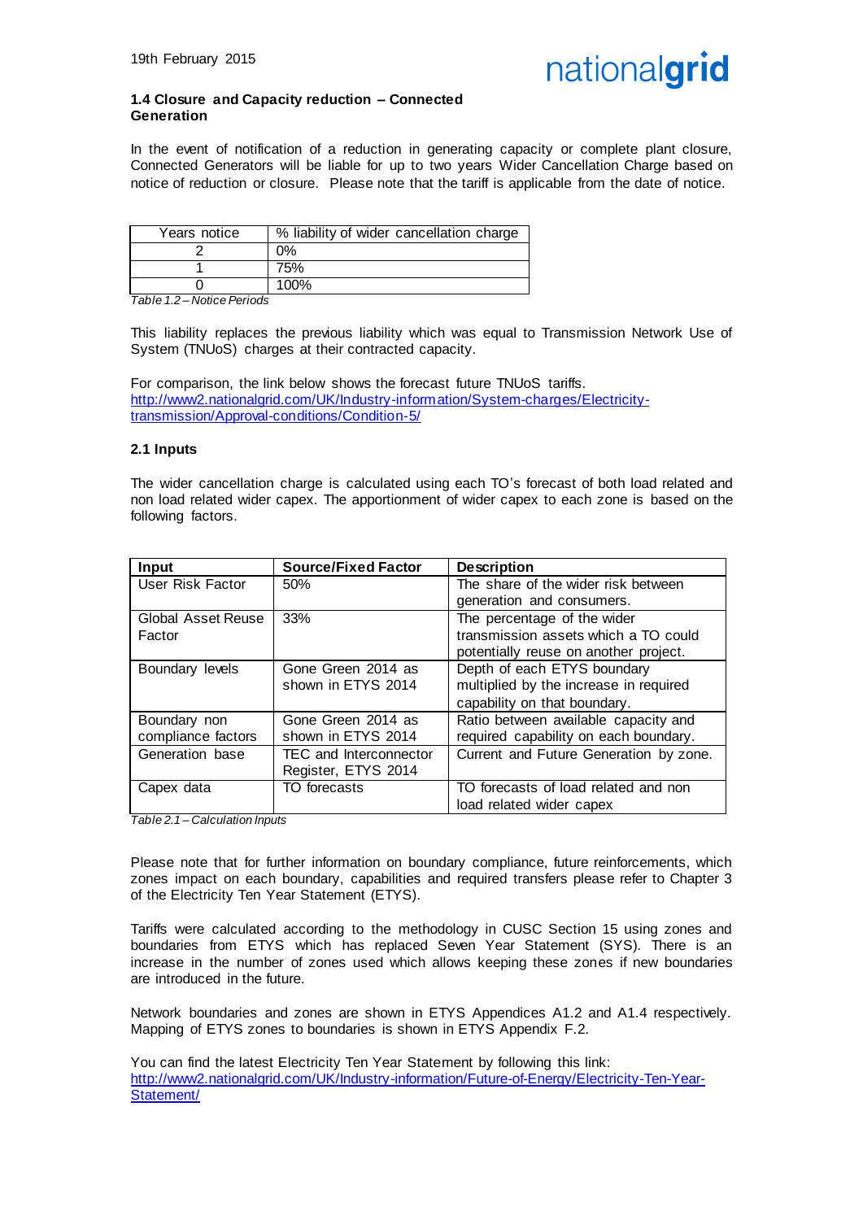### 1.4 Closure and Capacity reduction – Connected Generation

In the event of notification of a reduction in generating capacity or complete plant closure, Connected Generators will be liable for up to two years Wider Cancellation Charge based on notice of reduction or closure. Please note that the tariff is applicable from the date of notice.

| Years notice | % liability of wider cancellation charge |
|---|---|
| 2 | 0% |
| 1 | 75% |
| 0 | 100% |

*Table 1.2 – Notice Periods*

This liability replaces the previous liability which was equal to Transmission Network Use of System (TNUoS) charges at their contracted capacity.

For comparison, the link below shows the forecast future TNUoS tariffs.
http://www2.nationalgrid.com/UK/Industry-information/System-charges/Electricity-transmission/Approval-conditions/Condition-5/

### 2.1 Inputs

The wider cancellation charge is calculated using each TO's forecast of both load related and non load related wider capex. The apportionment of wider capex to each zone is based on the following factors.

| Input | Source/Fixed Factor | Description |
|---|---|---|
| User Risk Factor | 50% | The share of the wider risk between generation and consumers. |
| Global Asset Reuse Factor | 33% | The percentage of the wider transmission assets which a TO could potentially reuse on another project. |
| Boundary levels | Gone Green 2014 as shown in ETYS 2014 | Depth of each ETYS boundary multiplied by the increase in required capability on that boundary. |
| Boundary non compliance factors | Gone Green 2014 as shown in ETYS 2014 | Ratio between available capacity and required capability on each boundary. |
| Generation base | TEC and Interconnector Register, ETYS 2014 | Current and Future Generation by zone. |
| Capex data | TO forecasts | TO forecasts of load related and non load related wider capex |

*Table 2.1 – Calculation Inputs*

Please note that for further information on boundary compliance, future reinforcements, which zones impact on each boundary, capabilities and required transfers please refer to Chapter 3 of the Electricity Ten Year Statement (ETYS).

Tariffs were calculated according to the methodology in CUSC Section 15 using zones and boundaries from ETYS which has replaced Seven Year Statement (SYS). There is an increase in the number of zones used which allows keeping these zones if new boundaries are introduced in the future.

Network boundaries and zones are shown in ETYS Appendices A1.2 and A1.4 respectively. Mapping of ETYS zones to boundaries is shown in ETYS Appendix F.2.

You can find the latest Electricity Ten Year Statement by following this link:
http://www2.nationalgrid.com/UK/Industry-information/Future-of-Energy/Electricity-Ten-Year-Statement/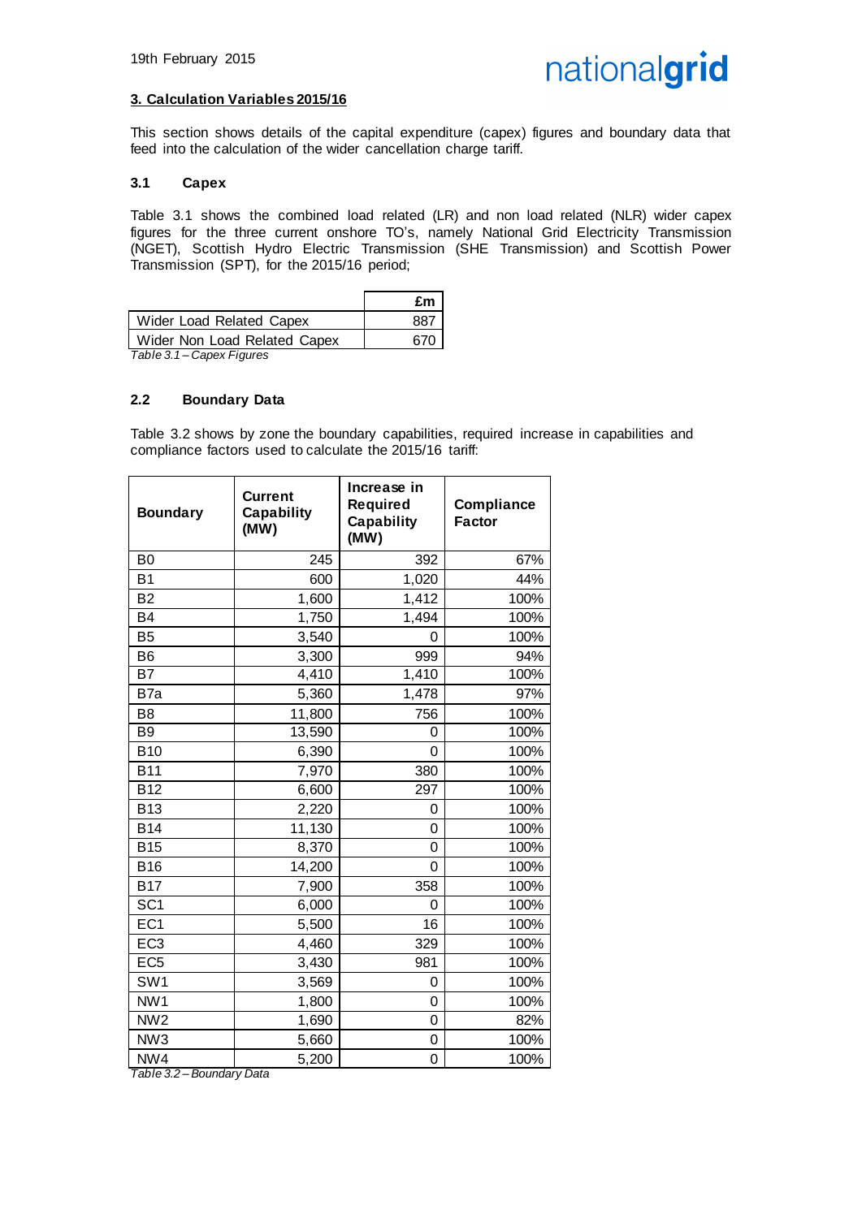## 3. Calculation Variables 2015/16

This section shows details of the capital expenditure (capex) figures and boundary data that feed into the calculation of the wider cancellation charge tariff.

### 3.1 Capex

Table 3.1 shows the combined load related (LR) and non load related (NLR) wider capex figures for the three current onshore TO's, namely National Grid Electricity Transmission (NGET), Scottish Hydro Electric Transmission (SHE Transmission) and Scottish Power Transmission (SPT), for the 2015/16 period;

| | £m |
|---|---|
| Wider Load Related Capex | 887 |
| Wider Non Load Related Capex | 670 |

*Table 3.1 – Capex Figures*

### 2.2 Boundary Data

Table 3.2 shows by zone the boundary capabilities, required increase in capabilities and compliance factors used to calculate the 2015/16 tariff:

| Boundary | Current Capability (MW) | Increase in Required Capability (MW) | Compliance Factor |
|---|---|---|---|
| B0 | 245 | 392 | 67% |
| B1 | 600 | 1,020 | 44% |
| B2 | 1,600 | 1,412 | 100% |
| B4 | 1,750 | 1,494 | 100% |
| B5 | 3,540 | 0 | 100% |
| B6 | 3,300 | 999 | 94% |
| B7 | 4,410 | 1,410 | 100% |
| B7a | 5,360 | 1,478 | 97% |
| B8 | 11,800 | 756 | 100% |
| B9 | 13,590 | 0 | 100% |
| B10 | 6,390 | 0 | 100% |
| B11 | 7,970 | 380 | 100% |
| B12 | 6,600 | 297 | 100% |
| B13 | 2,220 | 0 | 100% |
| B14 | 11,130 | 0 | 100% |
| B15 | 8,370 | 0 | 100% |
| B16 | 14,200 | 0 | 100% |
| B17 | 7,900 | 358 | 100% |
| SC1 | 6,000 | 0 | 100% |
| EC1 | 5,500 | 16 | 100% |
| EC3 | 4,460 | 329 | 100% |
| EC5 | 3,430 | 981 | 100% |
| SW1 | 3,569 | 0 | 100% |
| NW1 | 1,800 | 0 | 100% |
| NW2 | 1,690 | 0 | 82% |
| NW3 | 5,660 | 0 | 100% |
| NW4 | 5,200 | 0 | 100% |

*Table 3.2 – Boundary Data*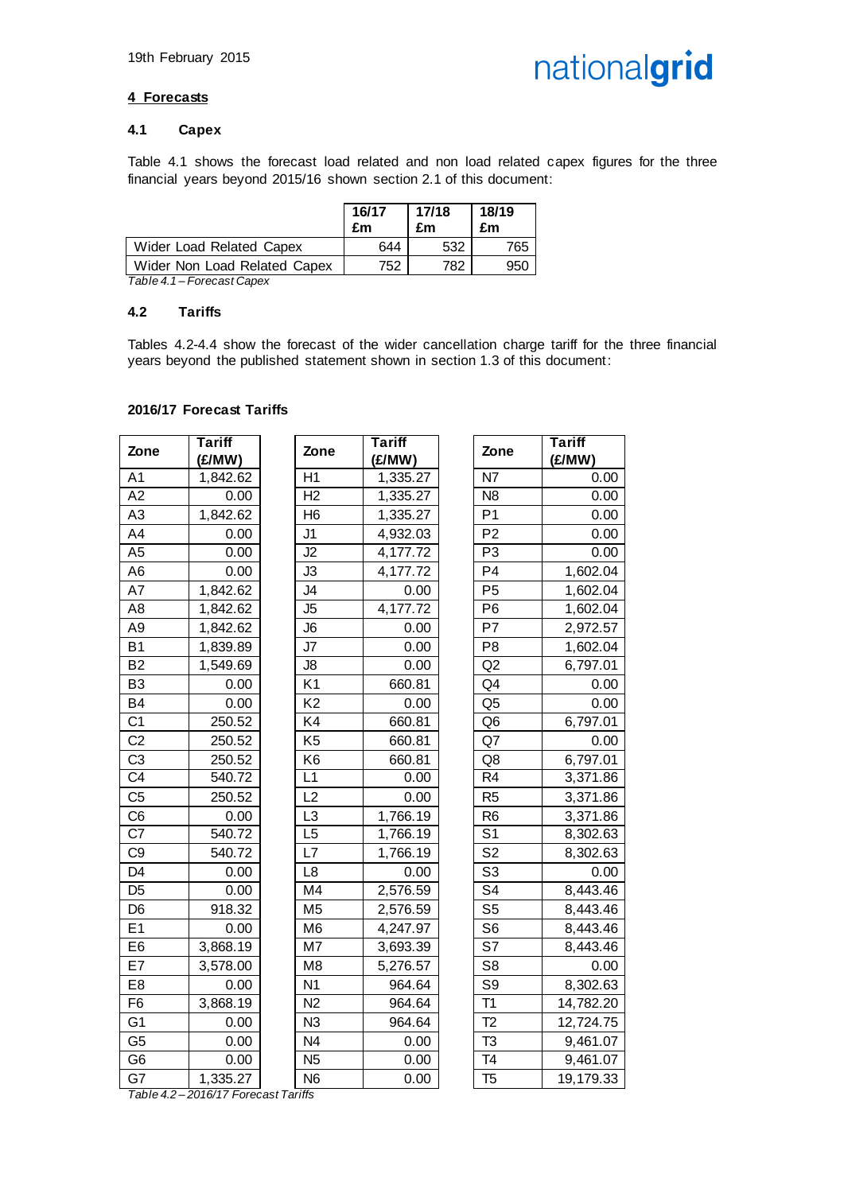## 4 Forecasts

### 4.1 Capex

Table 4.1 shows the forecast load related and non load related capex figures for the three financial years beyond 2015/16 shown section 2.1 of this document:

| | 16/17 £m | 17/18 £m | 18/19 £m |
|---|---|---|---|
| Wider Load Related Capex | 644 | 532 | 765 |
| Wider Non Load Related Capex | 752 | 782 | 950 |

*Table 4.1 – Forecast Capex*

### 4.2 Tariffs

Tables 4.2-4.4 show the forecast of the wider cancellation charge tariff for the three financial years beyond the published statement shown in section 1.3 of this document:

**2016/17 Forecast Tariffs**

| Zone | Tariff (£/MW) | Zone | Tariff (£/MW) | Zone | Tariff (£/MW) |
|---|---|---|---|---|---|
| A1 | 1,842.62 | H1 | 1,335.27 | N7 | 0.00 |
| A2 | 0.00 | H2 | 1,335.27 | N8 | 0.00 |
| A3 | 1,842.62 | H6 | 1,335.27 | P1 | 0.00 |
| A4 | 0.00 | J1 | 4,932.03 | P2 | 0.00 |
| A5 | 0.00 | J2 | 4,177.72 | P3 | 0.00 |
| A6 | 0.00 | J3 | 4,177.72 | P4 | 1,602.04 |
| A7 | 1,842.62 | J4 | 0.00 | P5 | 1,602.04 |
| A8 | 1,842.62 | J5 | 4,177.72 | P6 | 1,602.04 |
| A9 | 1,842.62 | J6 | 0.00 | P7 | 2,972.57 |
| B1 | 1,839.89 | J7 | 0.00 | P8 | 1,602.04 |
| B2 | 1,549.69 | J8 | 0.00 | Q2 | 6,797.01 |
| B3 | 0.00 | K1 | 660.81 | Q4 | 0.00 |
| B4 | 0.00 | K2 | 0.00 | Q5 | 0.00 |
| C1 | 250.52 | K4 | 660.81 | Q6 | 6,797.01 |
| C2 | 250.52 | K5 | 660.81 | Q7 | 0.00 |
| C3 | 250.52 | K6 | 660.81 | Q8 | 6,797.01 |
| C4 | 540.72 | L1 | 0.00 | R4 | 3,371.86 |
| C5 | 250.52 | L2 | 0.00 | R5 | 3,371.86 |
| C6 | 0.00 | L3 | 1,766.19 | R6 | 3,371.86 |
| C7 | 540.72 | L5 | 1,766.19 | S1 | 8,302.63 |
| C9 | 540.72 | L7 | 1,766.19 | S2 | 8,302.63 |
| D4 | 0.00 | L8 | 0.00 | S3 | 0.00 |
| D5 | 0.00 | M4 | 2,576.59 | S4 | 8,443.46 |
| D6 | 918.32 | M5 | 2,576.59 | S5 | 8,443.46 |
| E1 | 0.00 | M6 | 4,247.97 | S6 | 8,443.46 |
| E6 | 3,868.19 | M7 | 3,693.39 | S7 | 8,443.46 |
| E7 | 3,578.00 | M8 | 5,276.57 | S8 | 0.00 |
| E8 | 0.00 | N1 | 964.64 | S9 | 8,302.63 |
| F6 | 3,868.19 | N2 | 964.64 | T1 | 14,782.20 |
| G1 | 0.00 | N3 | 964.64 | T2 | 12,724.75 |
| G5 | 0.00 | N4 | 0.00 | T3 | 9,461.07 |
| G6 | 0.00 | N5 | 0.00 | T4 | 9,461.07 |
| G7 | 1,335.27 | N6 | 0.00 | T5 | 19,179.33 |

*Table 4.2 – 2016/17 Forecast Tariffs*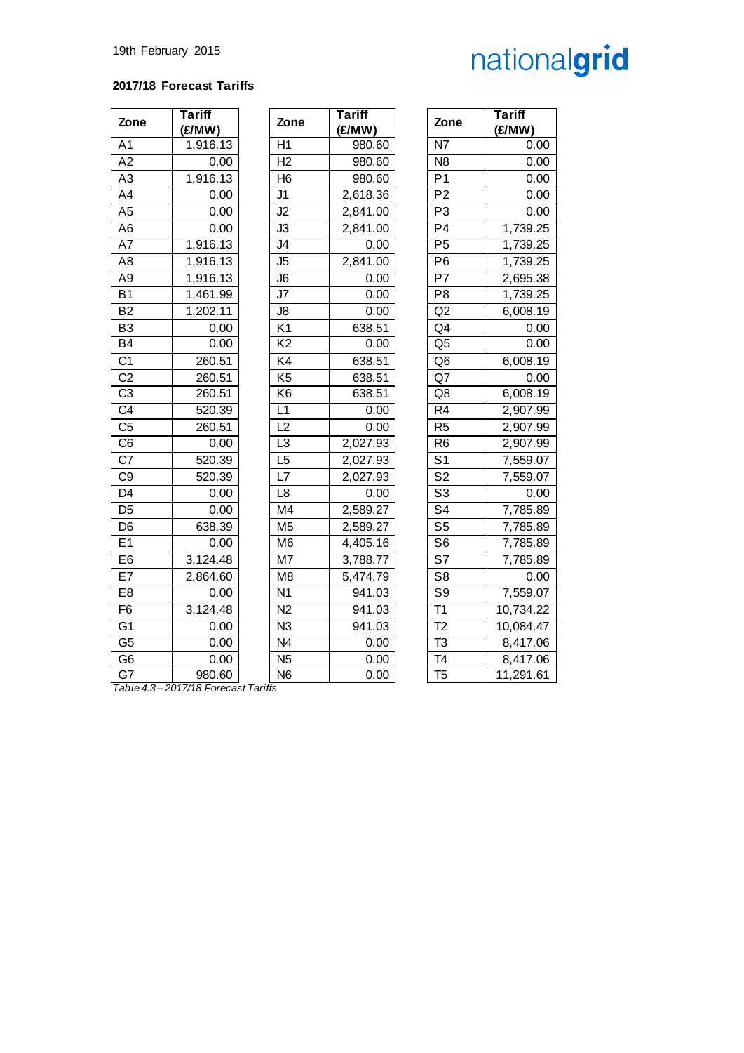19th February 2015

**2017/18 Forecast Tariffs**

| Zone | Tariff (£/MW) |
|---|---|
| A1 | 1,916.13 |
| A2 | 0.00 |
| A3 | 1,916.13 |
| A4 | 0.00 |
| A5 | 0.00 |
| A6 | 0.00 |
| A7 | 1,916.13 |
| A8 | 1,916.13 |
| A9 | 1,916.13 |
| B1 | 1,461.99 |
| B2 | 1,202.11 |
| B3 | 0.00 |
| B4 | 0.00 |
| C1 | 260.51 |
| C2 | 260.51 |
| C3 | 260.51 |
| C4 | 520.39 |
| C5 | 260.51 |
| C6 | 0.00 |
| C7 | 520.39 |
| C9 | 520.39 |
| D4 | 0.00 |
| D5 | 0.00 |
| D6 | 638.39 |
| E1 | 0.00 |
| E6 | 3,124.48 |
| E7 | 2,864.60 |
| E8 | 0.00 |
| F6 | 3,124.48 |
| G1 | 0.00 |
| G5 | 0.00 |
| G6 | 0.00 |
| G7 | 980.60 |

| Zone | Tariff (£/MW) |
|---|---|
| H1 | 980.60 |
| H2 | 980.60 |
| H6 | 980.60 |
| J1 | 2,618.36 |
| J2 | 2,841.00 |
| J3 | 2,841.00 |
| J4 | 0.00 |
| J5 | 2,841.00 |
| J6 | 0.00 |
| J7 | 0.00 |
| J8 | 0.00 |
| K1 | 638.51 |
| K2 | 0.00 |
| K4 | 638.51 |
| K5 | 638.51 |
| K6 | 638.51 |
| L1 | 0.00 |
| L2 | 0.00 |
| L3 | 2,027.93 |
| L5 | 2,027.93 |
| L7 | 2,027.93 |
| L8 | 0.00 |
| M4 | 2,589.27 |
| M5 | 2,589.27 |
| M6 | 4,405.16 |
| M7 | 3,788.77 |
| M8 | 5,474.79 |
| N1 | 941.03 |
| N2 | 941.03 |
| N3 | 941.03 |
| N4 | 0.00 |
| N5 | 0.00 |
| N6 | 0.00 |

| Zone | Tariff (£/MW) |
|---|---|
| N7 | 0.00 |
| N8 | 0.00 |
| P1 | 0.00 |
| P2 | 0.00 |
| P3 | 0.00 |
| P4 | 1,739.25 |
| P5 | 1,739.25 |
| P6 | 1,739.25 |
| P7 | 2,695.38 |
| P8 | 1,739.25 |
| Q2 | 6,008.19 |
| Q4 | 0.00 |
| Q5 | 0.00 |
| Q6 | 6,008.19 |
| Q7 | 0.00 |
| Q8 | 6,008.19 |
| R4 | 2,907.99 |
| R5 | 2,907.99 |
| R6 | 2,907.99 |
| S1 | 7,559.07 |
| S2 | 7,559.07 |
| S3 | 0.00 |
| S4 | 7,785.89 |
| S5 | 7,785.89 |
| S6 | 7,785.89 |
| S7 | 7,785.89 |
| S8 | 0.00 |
| S9 | 7,559.07 |
| T1 | 10,734.22 |
| T2 | 10,084.47 |
| T3 | 8,417.06 |
| T4 | 8,417.06 |
| T5 | 11,291.61 |

*Table 4.3 – 2017/18 Forecast Tariffs*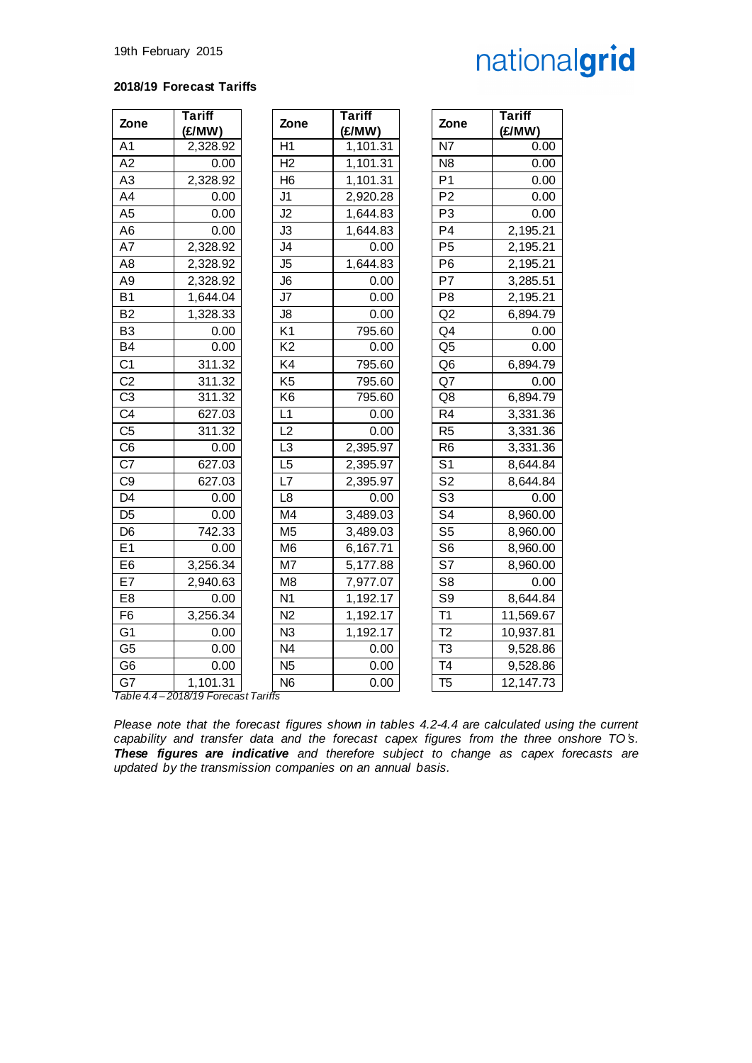### 2018/19 Forecast Tariffs

| Zone | Tariff (£/MW) | Zone | Tariff (£/MW) | Zone | Tariff (£/MW) |
|---|---|---|---|---|---|
| A1 | 2,328.92 | H1 | 1,101.31 | N7 | 0.00 |
| A2 | 0.00 | H2 | 1,101.31 | N8 | 0.00 |
| A3 | 2,328.92 | H6 | 1,101.31 | P1 | 0.00 |
| A4 | 0.00 | J1 | 2,920.28 | P2 | 0.00 |
| A5 | 0.00 | J2 | 1,644.83 | P3 | 0.00 |
| A6 | 0.00 | J3 | 1,644.83 | P4 | 2,195.21 |
| A7 | 2,328.92 | J4 | 0.00 | P5 | 2,195.21 |
| A8 | 2,328.92 | J5 | 1,644.83 | P6 | 2,195.21 |
| A9 | 2,328.92 | J6 | 0.00 | P7 | 3,285.51 |
| B1 | 1,644.04 | J7 | 0.00 | P8 | 2,195.21 |
| B2 | 1,328.33 | J8 | 0.00 | Q2 | 6,894.79 |
| B3 | 0.00 | K1 | 795.60 | Q4 | 0.00 |
| B4 | 0.00 | K2 | 0.00 | Q5 | 0.00 |
| C1 | 311.32 | K4 | 795.60 | Q6 | 6,894.79 |
| C2 | 311.32 | K5 | 795.60 | Q7 | 0.00 |
| C3 | 311.32 | K6 | 795.60 | Q8 | 6,894.79 |
| C4 | 627.03 | L1 | 0.00 | R4 | 3,331.36 |
| C5 | 311.32 | L2 | 0.00 | R5 | 3,331.36 |
| C6 | 0.00 | L3 | 2,395.97 | R6 | 3,331.36 |
| C7 | 627.03 | L5 | 2,395.97 | S1 | 8,644.84 |
| C9 | 627.03 | L7 | 2,395.97 | S2 | 8,644.84 |
| D4 | 0.00 | L8 | 0.00 | S3 | 0.00 |
| D5 | 0.00 | M4 | 3,489.03 | S4 | 8,960.00 |
| D6 | 742.33 | M5 | 3,489.03 | S5 | 8,960.00 |
| E1 | 0.00 | M6 | 6,167.71 | S6 | 8,960.00 |
| E6 | 3,256.34 | M7 | 5,177.88 | S7 | 8,960.00 |
| E7 | 2,940.63 | M8 | 7,977.07 | S8 | 0.00 |
| E8 | 0.00 | N1 | 1,192.17 | S9 | 8,644.84 |
| F6 | 3,256.34 | N2 | 1,192.17 | T1 | 11,569.67 |
| G1 | 0.00 | N3 | 1,192.17 | T2 | 10,937.81 |
| G5 | 0.00 | N4 | 0.00 | T3 | 9,528.86 |
| G6 | 0.00 | N5 | 0.00 | T4 | 9,528.86 |
| G7 | 1,101.31 | N6 | 0.00 | T5 | 12,147.73 |

*Table 4.4 – 2018/19 Forecast Tariffs*

*Please note that the forecast figures shown in tables 4.2-4.4 are calculated using the current capability and transfer data and the forecast capex figures from the three onshore TO's.* ***These figures are indicative*** *and therefore subject to change as capex forecasts are updated by the transmission companies on an annual basis.*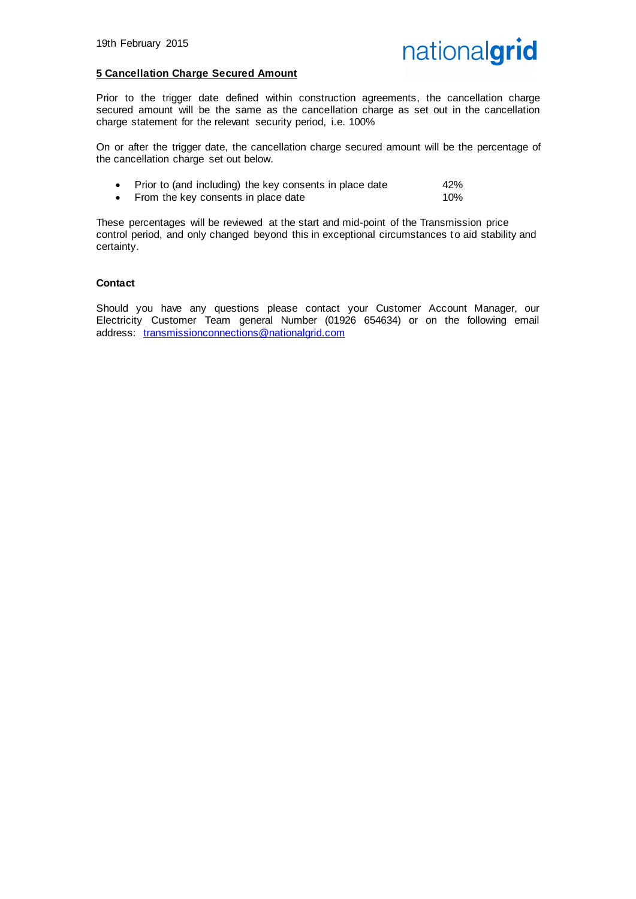## 5 Cancellation Charge Secured Amount

Prior to the trigger date defined within construction agreements, the cancellation charge secured amount will be the same as the cancellation charge as set out in the cancellation charge statement for the relevant security period, i.e. 100%

On or after the trigger date, the cancellation charge secured amount will be the percentage of the cancellation charge set out below.

- Prior to (and including) the key consents in place date 42%
- From the key consents in place date 10%

These percentages will be reviewed at the start and mid-point of the Transmission price control period, and only changed beyond this in exceptional circumstances to aid stability and certainty.

**Contact**

Should you have any questions please contact your Customer Account Manager, our Electricity Customer Team general Number (01926 654634) or on the following email address: transmissionconnections@nationalgrid.com